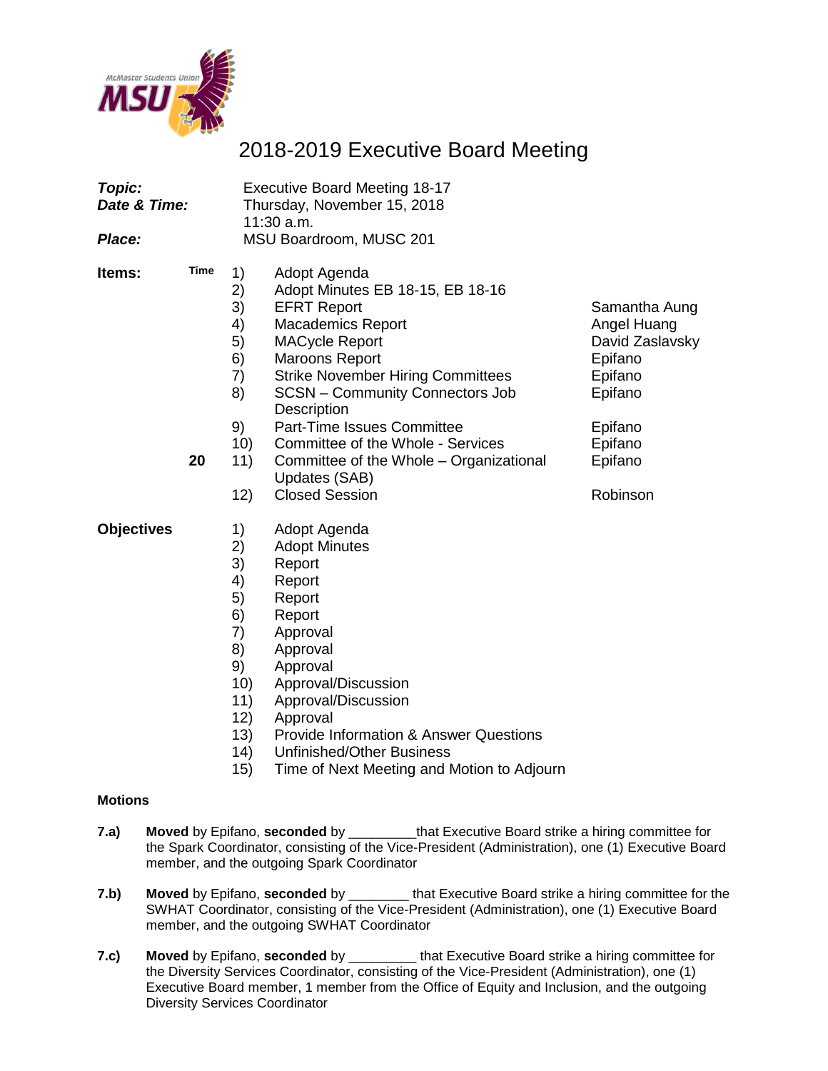# 2018-2019 Executive Board Meeting

| | |
|---|---|
| ***Topic:*** | Executive Board Meeting 18-17 |
| ***Date & Time:*** | Thursday, November 15, 2018<br>11:30 a.m. |
| ***Place:*** | MSU Boardroom, MUSC 201 |

**Items:**

| Time | # | Item | |
|---|---|---|---|
| | 1) | Adopt Agenda | |
| | 2) | Adopt Minutes EB 18-15, EB 18-16 | |
| | 3) | EFRT Report | Samantha Aung |
| | 4) | Macademics Report | Angel Huang |
| | 5) | MACycle Report | David Zaslavsky |
| | 6) | Maroons Report | Epifano |
| | 7) | Strike November Hiring Committees | Epifano |
| | 8) | SCSN – Community Connectors Job Description | Epifano |
| | 9) | Part-Time Issues Committee | Epifano |
| | 10) | Committee of the Whole - Services | Epifano |
| **20** | 11) | Committee of the Whole – Organizational Updates (SAB) | Epifano |
| | 12) | Closed Session | Robinson |

**Objectives**

1) Adopt Agenda
2) Adopt Minutes
3) Report
4) Report
5) Report
6) Report
7) Approval
8) Approval
9) Approval
10) Approval/Discussion
11) Approval/Discussion
12) Approval
13) Provide Information & Answer Questions
14) Unfinished/Other Business
15) Time of Next Meeting and Motion to Adjourn

**Motions**

**7.a)** **Moved** by Epifano, **seconded** by _________that Executive Board strike a hiring committee for the Spark Coordinator, consisting of the Vice-President (Administration), one (1) Executive Board member, and the outgoing Spark Coordinator

**7.b)** **Moved** by Epifano, **seconded** by ________ that Executive Board strike a hiring committee for the SWHAT Coordinator, consisting of the Vice-President (Administration), one (1) Executive Board member, and the outgoing SWHAT Coordinator

**7.c)** **Moved** by Epifano, **seconded** by _________ that Executive Board strike a hiring committee for the Diversity Services Coordinator, consisting of the Vice-President (Administration), one (1) Executive Board member, 1 member from the Office of Equity and Inclusion, and the outgoing Diversity Services Coordinator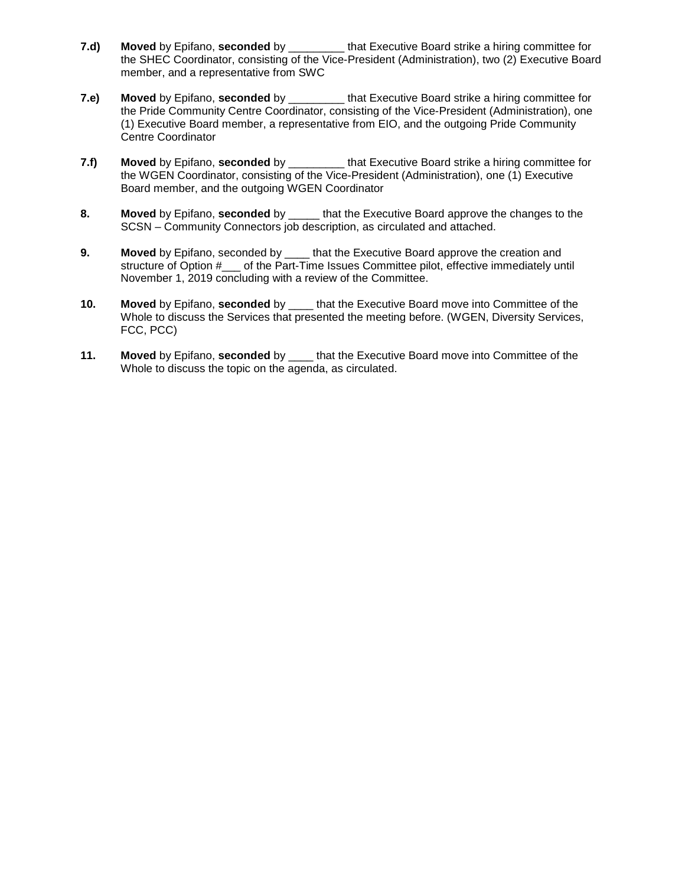**7.d)** **Moved** by Epifano, **seconded** by _________ that Executive Board strike a hiring committee for the SHEC Coordinator, consisting of the Vice-President (Administration), two (2) Executive Board member, and a representative from SWC

**7.e)** **Moved** by Epifano, **seconded** by _________ that Executive Board strike a hiring committee for the Pride Community Centre Coordinator, consisting of the Vice-President (Administration), one (1) Executive Board member, a representative from EIO, and the outgoing Pride Community Centre Coordinator

**7.f)** **Moved** by Epifano, **seconded** by _________ that Executive Board strike a hiring committee for the WGEN Coordinator, consisting of the Vice-President (Administration), one (1) Executive Board member, and the outgoing WGEN Coordinator

**8.** **Moved** by Epifano, **seconded** by _____ that the Executive Board approve the changes to the SCSN – Community Connectors job description, as circulated and attached.

**9.** **Moved** by Epifano, seconded by ____ that the Executive Board approve the creation and structure of Option #___ of the Part-Time Issues Committee pilot, effective immediately until November 1, 2019 concluding with a review of the Committee.

**10.** **Moved** by Epifano, **seconded** by ____ that the Executive Board move into Committee of the Whole to discuss the Services that presented the meeting before. (WGEN, Diversity Services, FCC, PCC)

**11.** **Moved** by Epifano, **seconded** by ____ that the Executive Board move into Committee of the Whole to discuss the topic on the agenda, as circulated.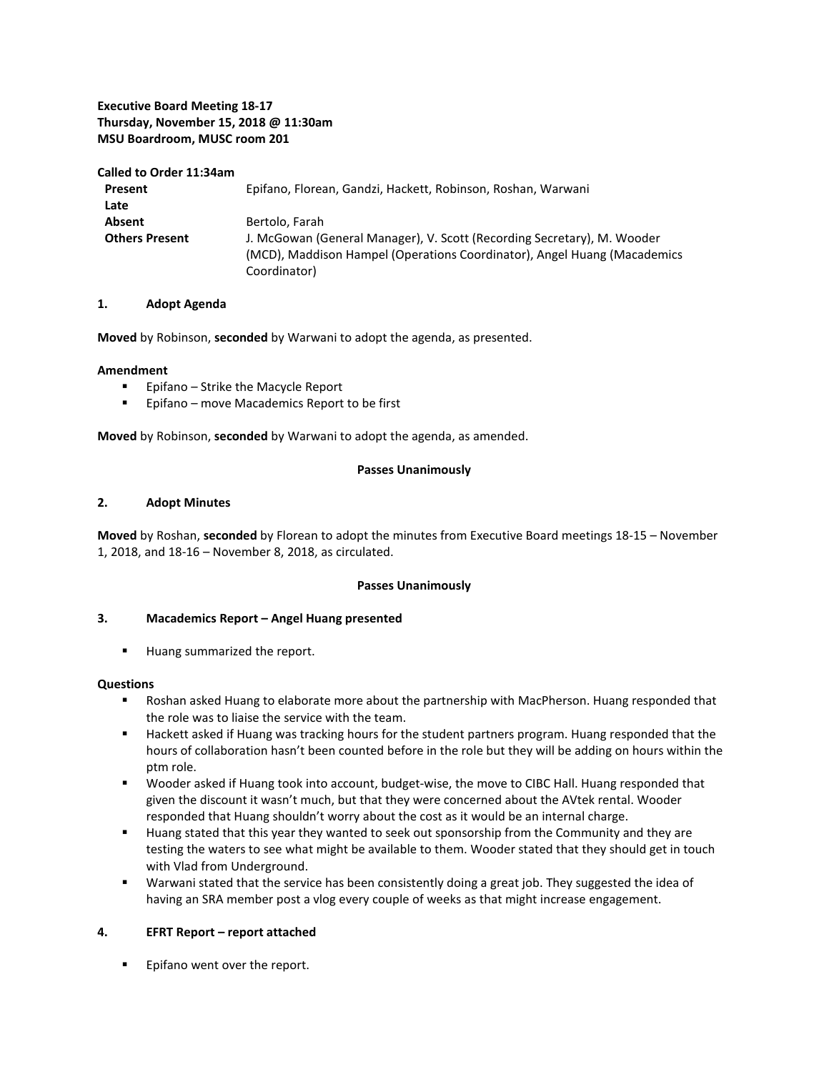**Executive Board Meeting 18-17**
**Thursday, November 15, 2018 @ 11:30am**
**MSU Boardroom, MUSC room 201**

**Called to Order 11:34am**

| | |
|---|---|
| **Present** | Epifano, Florean, Gandzi, Hackett, Robinson, Roshan, Warwani |
| **Late** | |
| **Absent** | Bertolo, Farah |
| **Others Present** | J. McGowan (General Manager), V. Scott (Recording Secretary), M. Wooder (MCD), Maddison Hampel (Operations Coordinator), Angel Huang (Macademics Coordinator) |

### 1. Adopt Agenda

**Moved** by Robinson, **seconded** by Warwani to adopt the agenda, as presented.

**Amendment**

- Epifano – Strike the Macycle Report
- Epifano – move Macademics Report to be first

**Moved** by Robinson, **seconded** by Warwani to adopt the agenda, as amended.

**Passes Unanimously**

### 2. Adopt Minutes

**Moved** by Roshan, **seconded** by Florean to adopt the minutes from Executive Board meetings 18-15 – November 1, 2018, and 18-16 – November 8, 2018, as circulated.

**Passes Unanimously**

### 3. Macademics Report – Angel Huang presented

- Huang summarized the report.

**Questions**

- Roshan asked Huang to elaborate more about the partnership with MacPherson. Huang responded that the role was to liaise the service with the team.
- Hackett asked if Huang was tracking hours for the student partners program. Huang responded that the hours of collaboration hasn't been counted before in the role but they will be adding on hours within the ptm role.
- Wooder asked if Huang took into account, budget-wise, the move to CIBC Hall. Huang responded that given the discount it wasn't much, but that they were concerned about the AVtek rental. Wooder responded that Huang shouldn't worry about the cost as it would be an internal charge.
- Huang stated that this year they wanted to seek out sponsorship from the Community and they are testing the waters to see what might be available to them. Wooder stated that they should get in touch with Vlad from Underground.
- Warwani stated that the service has been consistently doing a great job. They suggested the idea of having an SRA member post a vlog every couple of weeks as that might increase engagement.

### 4. EFRT Report – report attached

- Epifano went over the report.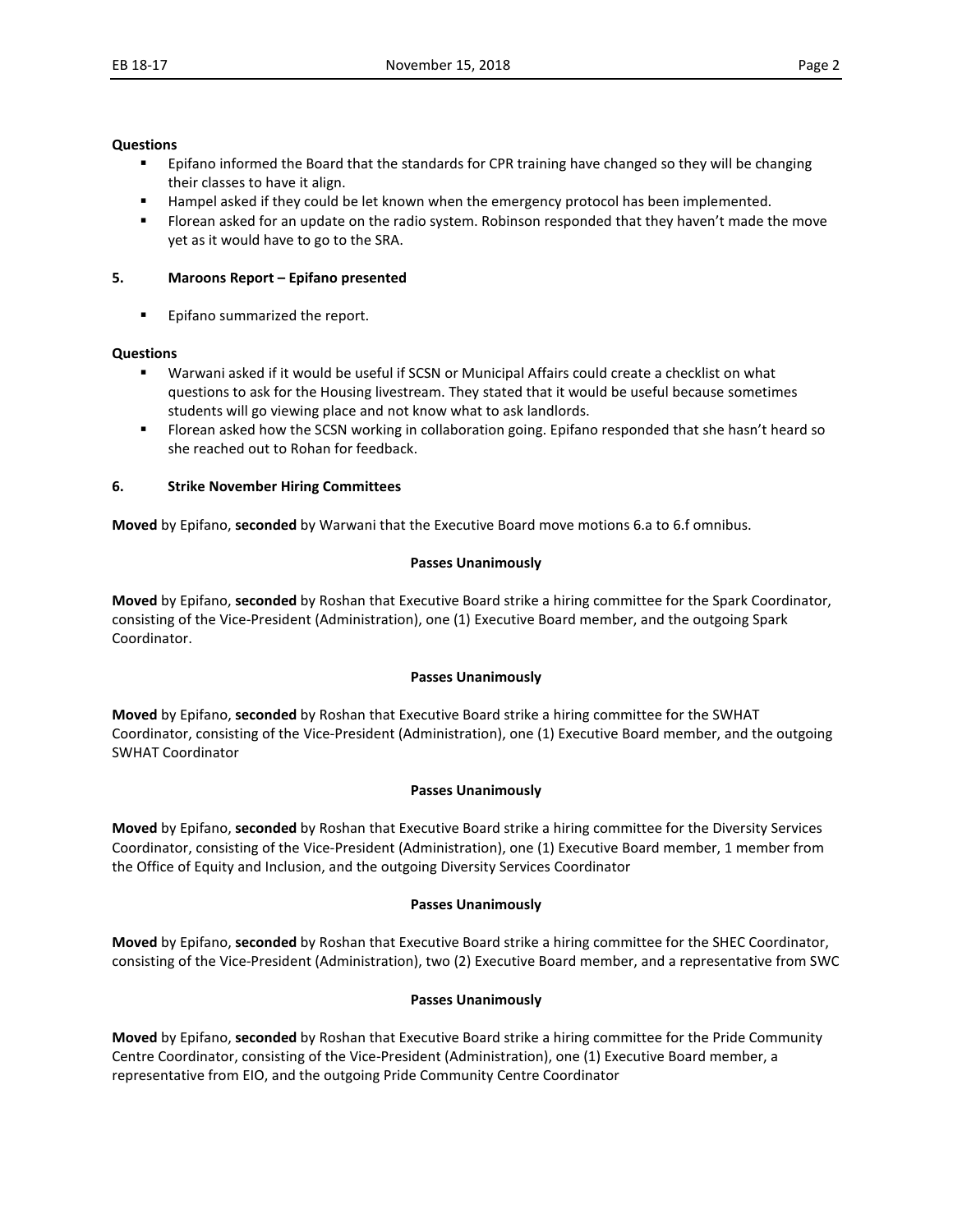**Questions**

- Epifano informed the Board that the standards for CPR training have changed so they will be changing their classes to have it align.
- Hampel asked if they could be let known when the emergency protocol has been implemented.
- Florean asked for an update on the radio system. Robinson responded that they haven't made the move yet as it would have to go to the SRA.

**5. Maroons Report – Epifano presented**

- Epifano summarized the report.

**Questions**

- Warwani asked if it would be useful if SCSN or Municipal Affairs could create a checklist on what questions to ask for the Housing livestream. They stated that it would be useful because sometimes students will go viewing place and not know what to ask landlords.
- Florean asked how the SCSN working in collaboration going. Epifano responded that she hasn't heard so she reached out to Rohan for feedback.

**6. Strike November Hiring Committees**

**Moved** by Epifano, **seconded** by Warwani that the Executive Board move motions 6.a to 6.f omnibus.

**Passes Unanimously**

**Moved** by Epifano, **seconded** by Roshan that Executive Board strike a hiring committee for the Spark Coordinator, consisting of the Vice-President (Administration), one (1) Executive Board member, and the outgoing Spark Coordinator.

**Passes Unanimously**

**Moved** by Epifano, **seconded** by Roshan that Executive Board strike a hiring committee for the SWHAT Coordinator, consisting of the Vice-President (Administration), one (1) Executive Board member, and the outgoing SWHAT Coordinator

**Passes Unanimously**

**Moved** by Epifano, **seconded** by Roshan that Executive Board strike a hiring committee for the Diversity Services Coordinator, consisting of the Vice-President (Administration), one (1) Executive Board member, 1 member from the Office of Equity and Inclusion, and the outgoing Diversity Services Coordinator

**Passes Unanimously**

**Moved** by Epifano, **seconded** by Roshan that Executive Board strike a hiring committee for the SHEC Coordinator, consisting of the Vice-President (Administration), two (2) Executive Board member, and a representative from SWC

**Passes Unanimously**

**Moved** by Epifano, **seconded** by Roshan that Executive Board strike a hiring committee for the Pride Community Centre Coordinator, consisting of the Vice-President (Administration), one (1) Executive Board member, a representative from EIO, and the outgoing Pride Community Centre Coordinator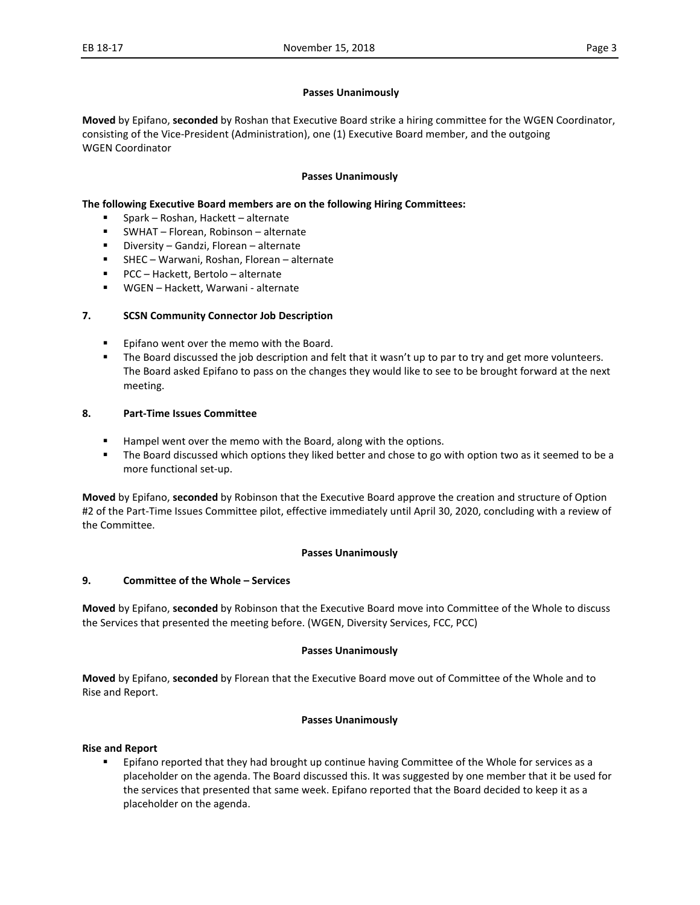**Passes Unanimously**

**Moved** by Epifano, **seconded** by Roshan that Executive Board strike a hiring committee for the WGEN Coordinator, consisting of the Vice-President (Administration), one (1) Executive Board member, and the outgoing WGEN Coordinator

**Passes Unanimously**

**The following Executive Board members are on the following Hiring Committees:**

- Spark – Roshan, Hackett – alternate
- SWHAT – Florean, Robinson – alternate
- Diversity – Gandzi, Florean – alternate
- SHEC – Warwani, Roshan, Florean – alternate
- PCC – Hackett, Bertolo – alternate
- WGEN – Hackett, Warwani - alternate

## 7. SCSN Community Connector Job Description

- Epifano went over the memo with the Board.
- The Board discussed the job description and felt that it wasn't up to par to try and get more volunteers. The Board asked Epifano to pass on the changes they would like to see to be brought forward at the next meeting.

## 8. Part-Time Issues Committee

- Hampel went over the memo with the Board, along with the options.
- The Board discussed which options they liked better and chose to go with option two as it seemed to be a more functional set-up.

**Moved** by Epifano, **seconded** by Robinson that the Executive Board approve the creation and structure of Option #2 of the Part-Time Issues Committee pilot, effective immediately until April 30, 2020, concluding with a review of the Committee.

**Passes Unanimously**

## 9. Committee of the Whole – Services

**Moved** by Epifano, **seconded** by Robinson that the Executive Board move into Committee of the Whole to discuss the Services that presented the meeting before. (WGEN, Diversity Services, FCC, PCC)

**Passes Unanimously**

**Moved** by Epifano, **seconded** by Florean that the Executive Board move out of Committee of the Whole and to Rise and Report.

**Passes Unanimously**

**Rise and Report**

- Epifano reported that they had brought up continue having Committee of the Whole for services as a placeholder on the agenda. The Board discussed this. It was suggested by one member that it be used for the services that presented that same week. Epifano reported that the Board decided to keep it as a placeholder on the agenda.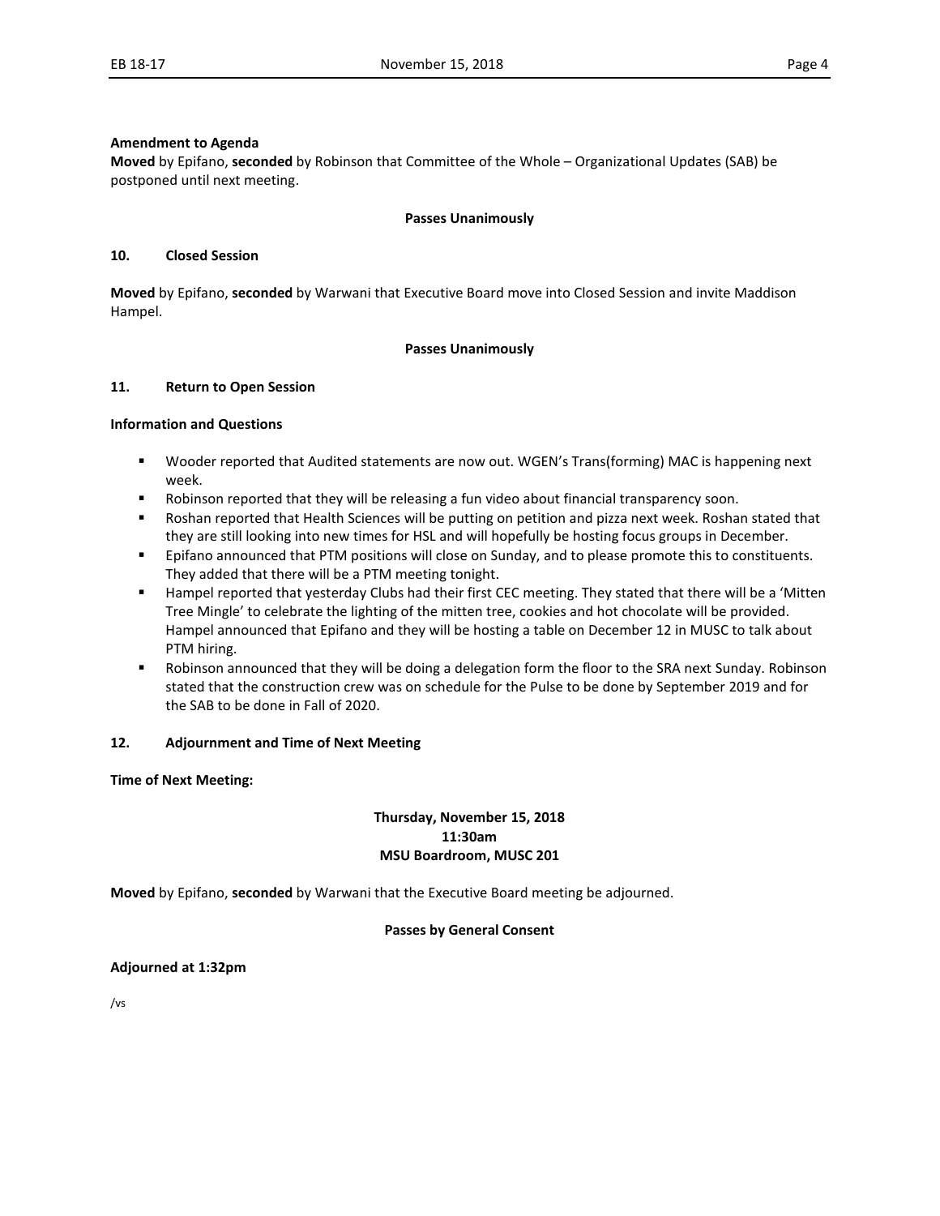**Amendment to Agenda**

**Moved** by Epifano, **seconded** by Robinson that Committee of the Whole – Organizational Updates (SAB) be postponed until next meeting.

**Passes Unanimously**

## 10. Closed Session

**Moved** by Epifano, **seconded** by Warwani that Executive Board move into Closed Session and invite Maddison Hampel.

**Passes Unanimously**

## 11. Return to Open Session

**Information and Questions**

- Wooder reported that Audited statements are now out. WGEN's Trans(forming) MAC is happening next week.
- Robinson reported that they will be releasing a fun video about financial transparency soon.
- Roshan reported that Health Sciences will be putting on petition and pizza next week. Roshan stated that they are still looking into new times for HSL and will hopefully be hosting focus groups in December.
- Epifano announced that PTM positions will close on Sunday, and to please promote this to constituents. They added that there will be a PTM meeting tonight.
- Hampel reported that yesterday Clubs had their first CEC meeting. They stated that there will be a 'Mitten Tree Mingle' to celebrate the lighting of the mitten tree, cookies and hot chocolate will be provided. Hampel announced that Epifano and they will be hosting a table on December 12 in MUSC to talk about PTM hiring.
- Robinson announced that they will be doing a delegation form the floor to the SRA next Sunday. Robinson stated that the construction crew was on schedule for the Pulse to be done by September 2019 and for the SAB to be done in Fall of 2020.

## 12. Adjournment and Time of Next Meeting

**Time of Next Meeting:**

**Thursday, November 15, 2018**
**11:30am**
**MSU Boardroom, MUSC 201**

**Moved** by Epifano, **seconded** by Warwani that the Executive Board meeting be adjourned.

**Passes by General Consent**

**Adjourned at 1:32pm**

/vs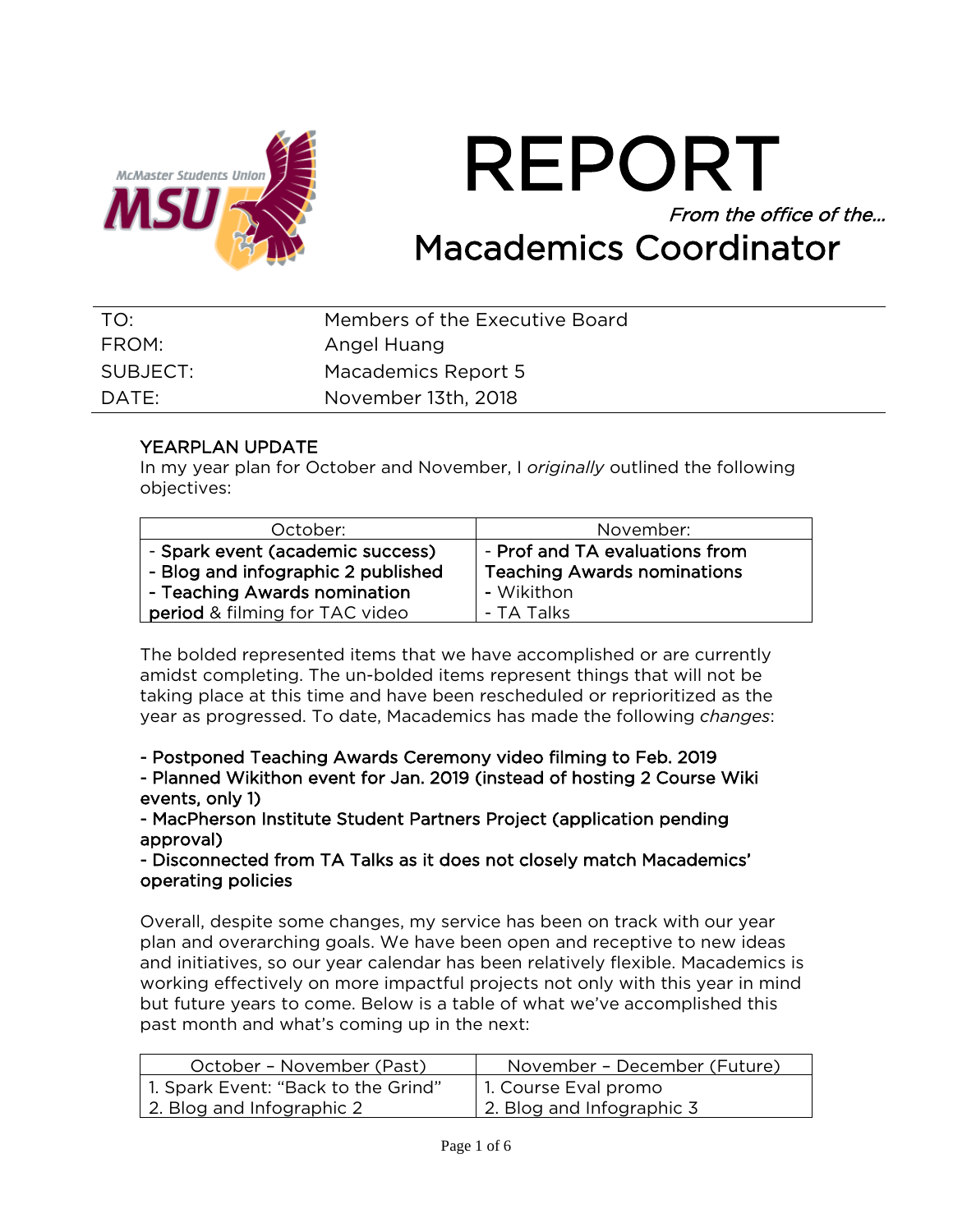# REPORT

*From the office of the…*

# Macademics Coordinator

| | |
|---|---|
| TO: | Members of the Executive Board |
| FROM: | Angel Huang |
| SUBJECT: | Macademics Report 5 |
| DATE: | November 13th, 2018 |

## YEARPLAN UPDATE

In my year plan for October and November, I *originally* outlined the following objectives:

| October: | November: |
|---|---|
| - **Spark event (academic success)**<br>- **Blog and infographic 2 published**<br>- **Teaching Awards nomination period** & filming for TAC video | - **Prof and TA evaluations from Teaching Awards nominations**<br>**-** Wikithon<br>- TA Talks |

The bolded represented items that we have accomplished or are currently amidst completing. The un-bolded items represent things that will not be taking place at this time and have been rescheduled or reprioritized as the year as progressed. To date, Macademics has made the following *changes*:

**- Postponed Teaching Awards Ceremony video filming to Feb. 2019**
**- Planned Wikithon event for Jan. 2019 (instead of hosting 2 Course Wiki events, only 1)**
**- MacPherson Institute Student Partners Project (application pending approval)**
**- Disconnected from TA Talks as it does not closely match Macademics' operating policies**

Overall, despite some changes, my service has been on track with our year plan and overarching goals. We have been open and receptive to new ideas and initiatives, so our year calendar has been relatively flexible. Macademics is working effectively on more impactful projects not only with this year in mind but future years to come. Below is a table of what we've accomplished this past month and what's coming up in the next:

| October – November (Past) | November – December (Future) |
|---|---|
| 1. Spark Event: "Back to the Grind"<br>2. Blog and Infographic 2 | 1. Course Eval promo<br>2. Blog and Infographic 3 |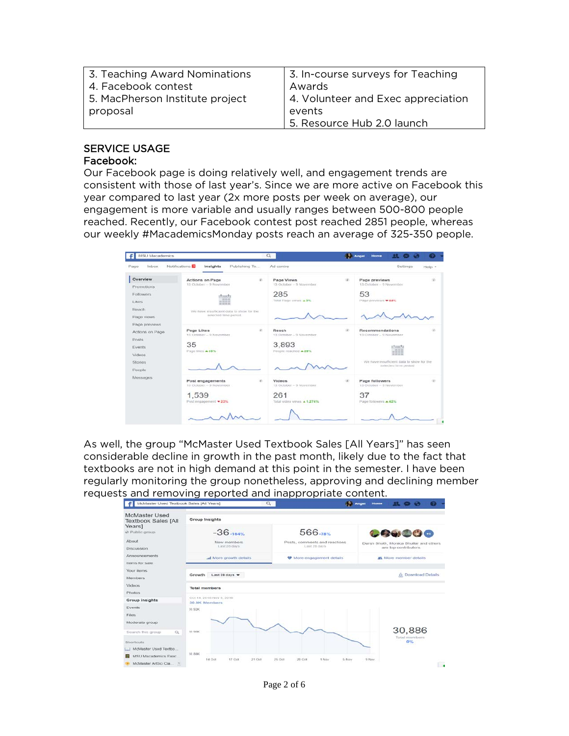| 3. Teaching Award Nominations<br>4. Facebook contest<br>5. MacPherson Institute project proposal | 3. In-course surveys for Teaching Awards<br>4. Volunteer and Exec appreciation events<br>5. Resource Hub 2.0 launch |
|---|---|

## SERVICE USAGE

### Facebook:

Our Facebook page is doing relatively well, and engagement trends are consistent with those of last year's. Since we are more active on Facebook this year compared to last year (2x more posts per week on average), our engagement is more variable and usually ranges between 500-800 people reached. Recently, our Facebook contest post reached 2851 people, whereas our weekly #MacademicsMonday posts reach an average of 325-350 people.

As well, the group "McMaster Used Textbook Sales [All Years]" has seen considerable decline in growth in the past month, likely due to the fact that textbooks are not in high demand at this point in the semester. I have been regularly monitoring the group nonetheless, approving and declining member requests and removing reported and inappropriate content.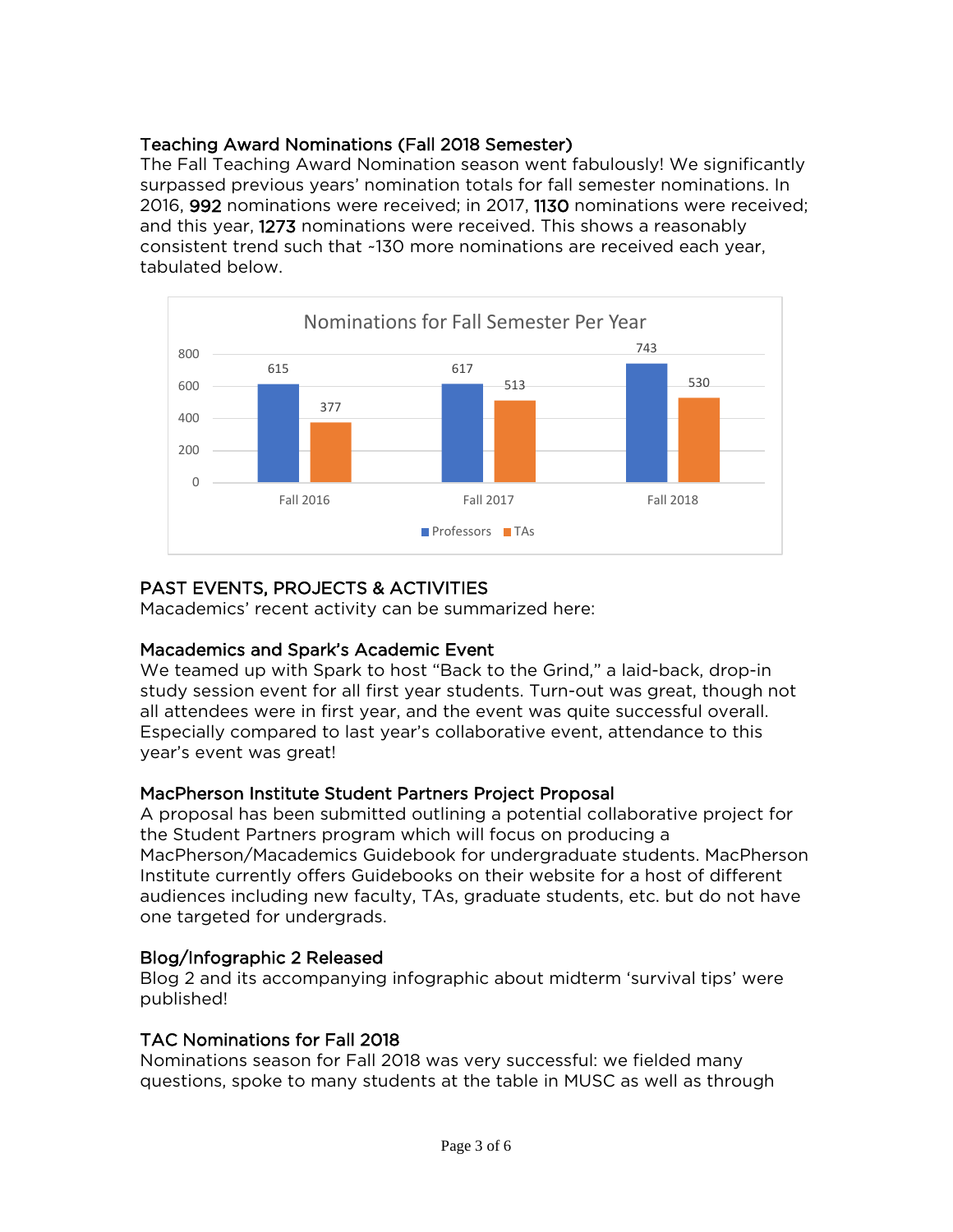### Teaching Award Nominations (Fall 2018 Semester)

The Fall Teaching Award Nomination season went fabulously! We significantly surpassed previous years' nomination totals for fall semester nominations. In 2016, **992** nominations were received; in 2017, **1130** nominations were received; and this year, **1273** nominations were received. This shows a reasonably consistent trend such that ~130 more nominations are received each year, tabulated below.

**Nominations for Fall Semester Per Year**

| | Professors | TAs |
|---|---|---|
| Fall 2016 | 615 | 377 |
| Fall 2017 | 617 | 513 |
| Fall 2018 | 743 | 530 |

## PAST EVENTS, PROJECTS & ACTIVITIES

Macademics' recent activity can be summarized here:

### Macademics and Spark's Academic Event

We teamed up with Spark to host "Back to the Grind," a laid-back, drop-in study session event for all first year students. Turn-out was great, though not all attendees were in first year, and the event was quite successful overall. Especially compared to last year's collaborative event, attendance to this year's event was great!

### MacPherson Institute Student Partners Project Proposal

A proposal has been submitted outlining a potential collaborative project for the Student Partners program which will focus on producing a MacPherson/Macademics Guidebook for undergraduate students. MacPherson Institute currently offers Guidebooks on their website for a host of different audiences including new faculty, TAs, graduate students, etc. but do not have one targeted for undergrads.

### Blog/Infographic 2 Released

Blog 2 and its accompanying infographic about midterm 'survival tips' were published!

### TAC Nominations for Fall 2018

Nominations season for Fall 2018 was very successful: we fielded many questions, spoke to many students at the table in MUSC as well as through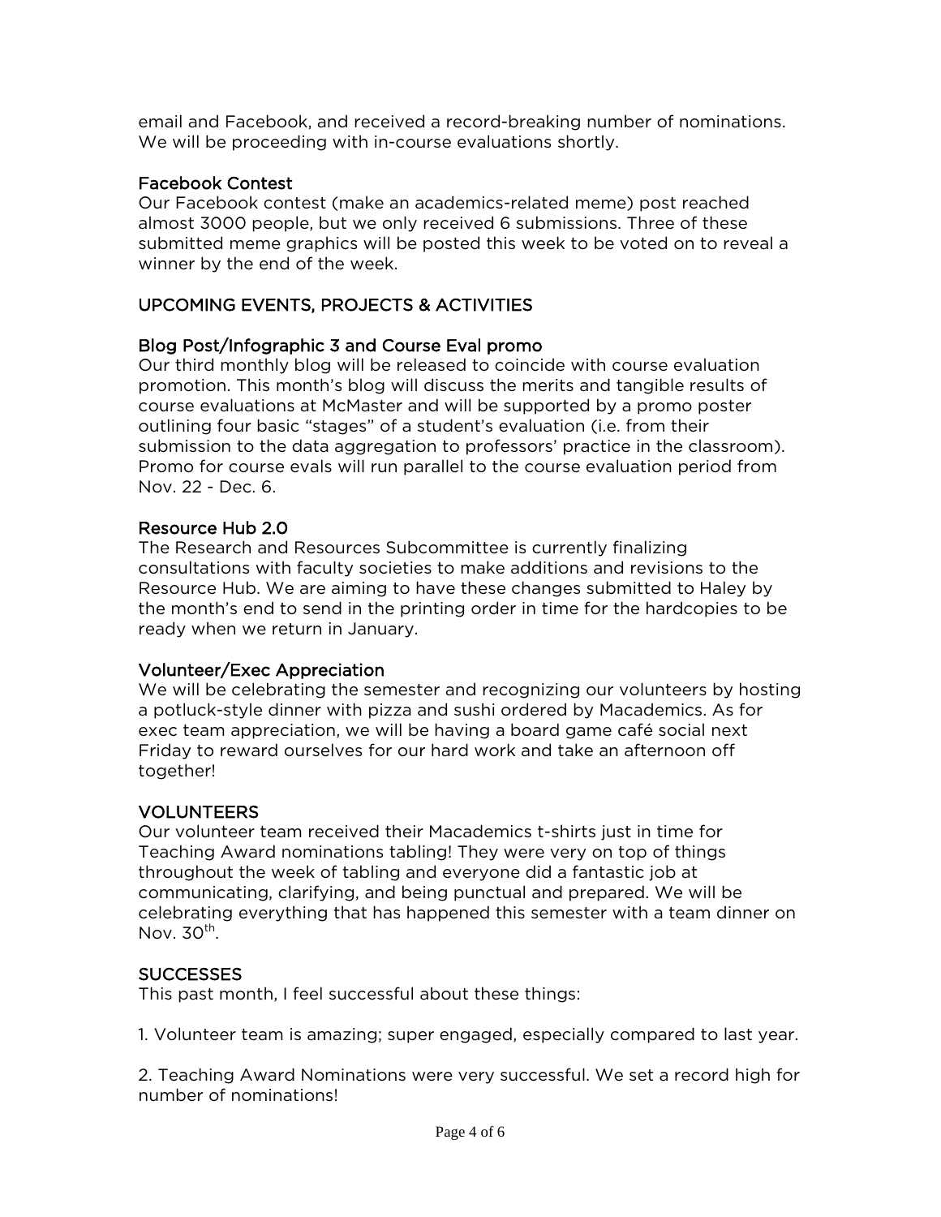email and Facebook, and received a record-breaking number of nominations. We will be proceeding with in-course evaluations shortly.

### Facebook Contest

Our Facebook contest (make an academics-related meme) post reached almost 3000 people, but we only received 6 submissions. Three of these submitted meme graphics will be posted this week to be voted on to reveal a winner by the end of the week.

## UPCOMING EVENTS, PROJECTS & ACTIVITIES

### Blog Post/Infographic 3 and Course Eval promo

Our third monthly blog will be released to coincide with course evaluation promotion. This month's blog will discuss the merits and tangible results of course evaluations at McMaster and will be supported by a promo poster outlining four basic "stages" of a student's evaluation (i.e. from their submission to the data aggregation to professors' practice in the classroom). Promo for course evals will run parallel to the course evaluation period from Nov. 22 - Dec. 6.

### Resource Hub 2.0

The Research and Resources Subcommittee is currently finalizing consultations with faculty societies to make additions and revisions to the Resource Hub. We are aiming to have these changes submitted to Haley by the month's end to send in the printing order in time for the hardcopies to be ready when we return in January.

### Volunteer/Exec Appreciation

We will be celebrating the semester and recognizing our volunteers by hosting a potluck-style dinner with pizza and sushi ordered by Macademics. As for exec team appreciation, we will be having a board game café social next Friday to reward ourselves for our hard work and take an afternoon off together!

## VOLUNTEERS

Our volunteer team received their Macademics t-shirts just in time for Teaching Award nominations tabling! They were very on top of things throughout the week of tabling and everyone did a fantastic job at communicating, clarifying, and being punctual and prepared. We will be celebrating everything that has happened this semester with a team dinner on Nov. 30th.

## SUCCESSES

This past month, I feel successful about these things:

1. Volunteer team is amazing; super engaged, especially compared to last year.

2. Teaching Award Nominations were very successful. We set a record high for number of nominations!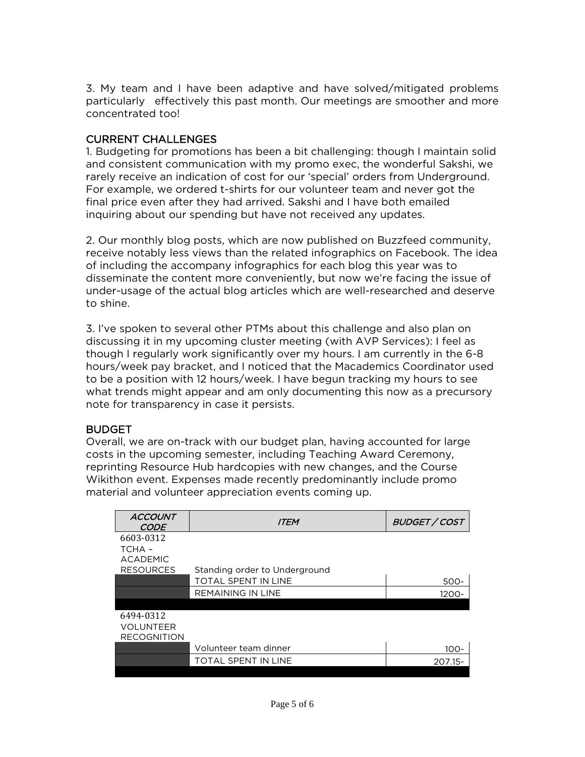3. My team and I have been adaptive and have solved/mitigated problems particularly effectively this past month. Our meetings are smoother and more concentrated too!

## CURRENT CHALLENGES

1. Budgeting for promotions has been a bit challenging: though I maintain solid and consistent communication with my promo exec, the wonderful Sakshi, we rarely receive an indication of cost for our 'special' orders from Underground. For example, we ordered t-shirts for our volunteer team and never got the final price even after they had arrived. Sakshi and I have both emailed inquiring about our spending but have not received any updates.

2. Our monthly blog posts, which are now published on Buzzfeed community, receive notably less views than the related infographics on Facebook. The idea of including the accompany infographics for each blog this year was to disseminate the content more conveniently, but now we're facing the issue of under-usage of the actual blog articles which are well-researched and deserve to shine.

3. I've spoken to several other PTMs about this challenge and also plan on discussing it in my upcoming cluster meeting (with AVP Services): I feel as though I regularly work significantly over my hours. I am currently in the 6-8 hours/week pay bracket, and I noticed that the Macademics Coordinator used to be a position with 12 hours/week. I have begun tracking my hours to see what trends might appear and am only documenting this now as a precursory note for transparency in case it persists.

## BUDGET

Overall, we are on-track with our budget plan, having accounted for large costs in the upcoming semester, including Teaching Award Ceremony, reprinting Resource Hub hardcopies with new changes, and the Course Wikithon event. Expenses made recently predominantly include promo material and volunteer appreciation events coming up.

| *ACCOUNT CODE* | *ITEM* | *BUDGET / COST* |
|---|---|---|
| 6603-0312 TCHA – ACADEMIC RESOURCES | Standing order to Underground | |
| | TOTAL SPENT IN LINE | 500- |
| | REMAINING IN LINE | 1200- |
| | | |
| 6494-0312 VOLUNTEER RECOGNITION | | |
| | Volunteer team dinner | 100- |
| | TOTAL SPENT IN LINE | 207.15- |
| | | |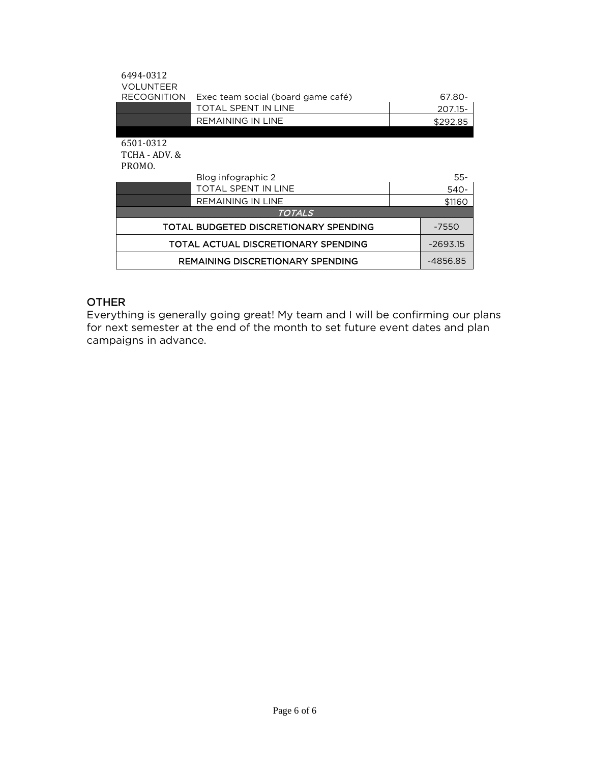| | | |
|---|---|---|
| 6494-0312 VOLUNTEER RECOGNITION | Exec team social (board game café) | 67.80- |
| | TOTAL SPENT IN LINE | 207.15- |
| | REMAINING IN LINE | $292.85 |
| | | |
| 6501-0312 TCHA - ADV. & PROMO. | | |
| | Blog infographic 2 | 55- |
| | TOTAL SPENT IN LINE | 540- |
| | REMAINING IN LINE | $1160 |

| *TOTALS* | |
|---|---|
| TOTAL BUDGETED DISCRETIONARY SPENDING | -7550 |
| TOTAL ACTUAL DISCRETIONARY SPENDING | -2693.15 |
| REMAINING DISCRETIONARY SPENDING | -4856.85 |

## OTHER

Everything is generally going great! My team and I will be confirming our plans for next semester at the end of the month to set future event dates and plan campaigns in advance.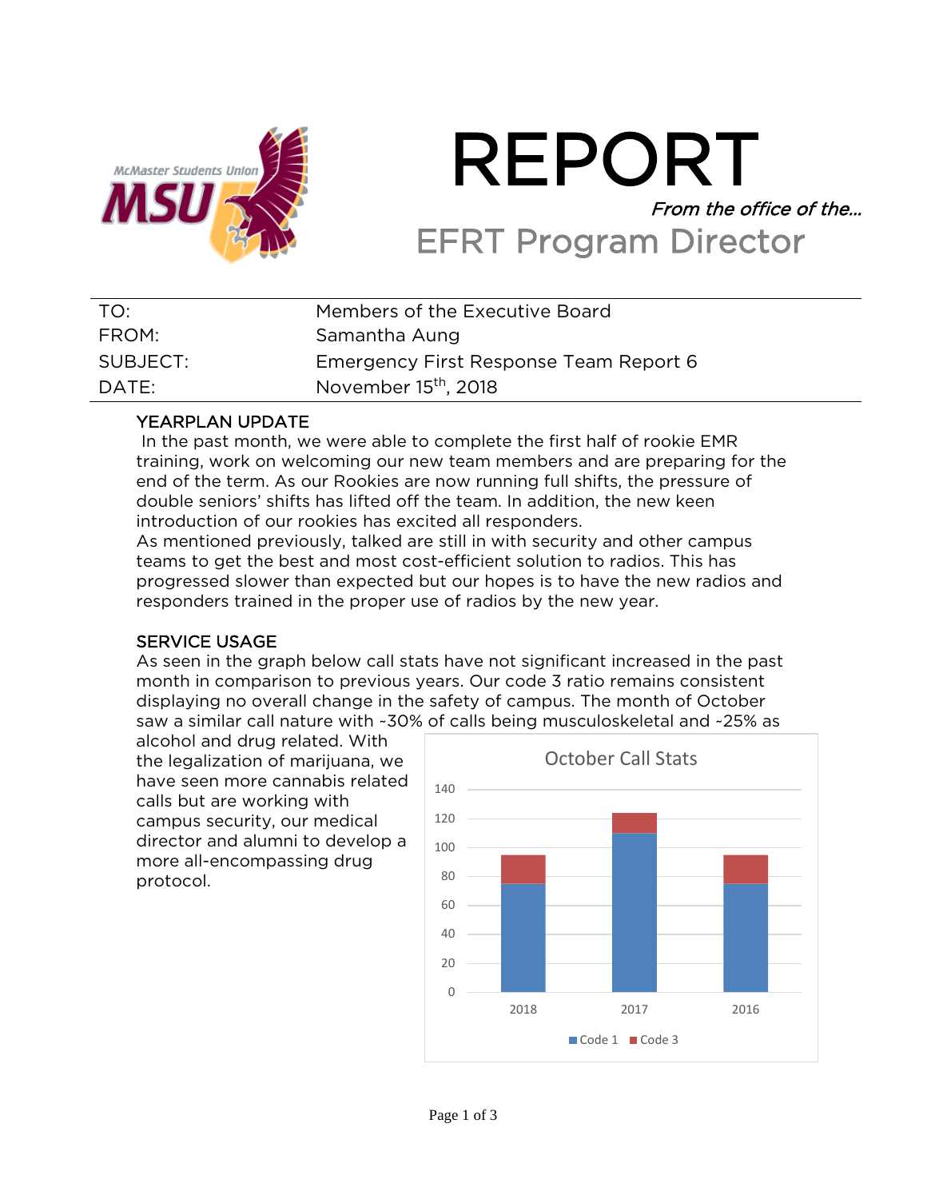# REPORT

*From the office of the…*

## EFRT Program Director

| | |
|---|---|
| TO: | Members of the Executive Board |
| FROM: | Samantha Aung |
| SUBJECT: | Emergency First Response Team Report 6 |
| DATE: | November 15th, 2018 |

### YEARPLAN UPDATE

In the past month, we were able to complete the first half of rookie EMR training, work on welcoming our new team members and are preparing for the end of the term. As our Rookies are now running full shifts, the pressure of double seniors' shifts has lifted off the team. In addition, the new keen introduction of our rookies has excited all responders.

As mentioned previously, talked are still in with security and other campus teams to get the best and most cost-efficient solution to radios. This has progressed slower than expected but our hopes is to have the new radios and responders trained in the proper use of radios by the new year.

### SERVICE USAGE

As seen in the graph below call stats have not significant increased in the past month in comparison to previous years. Our code 3 ratio remains consistent displaying no overall change in the safety of campus. The month of October saw a similar call nature with ~30% of calls being musculoskeletal and ~25% as alcohol and drug related. With the legalization of marijuana, we have seen more cannabis related calls but are working with campus security, our medical director and alumni to develop a more all-encompassing drug protocol.

October Call Stats

| Year | Code 1 | Code 3 |
|---|---|---|
| 2018 | ~75 | ~20 |
| 2017 | ~110 | ~14 |
| 2016 | ~75 | ~20 |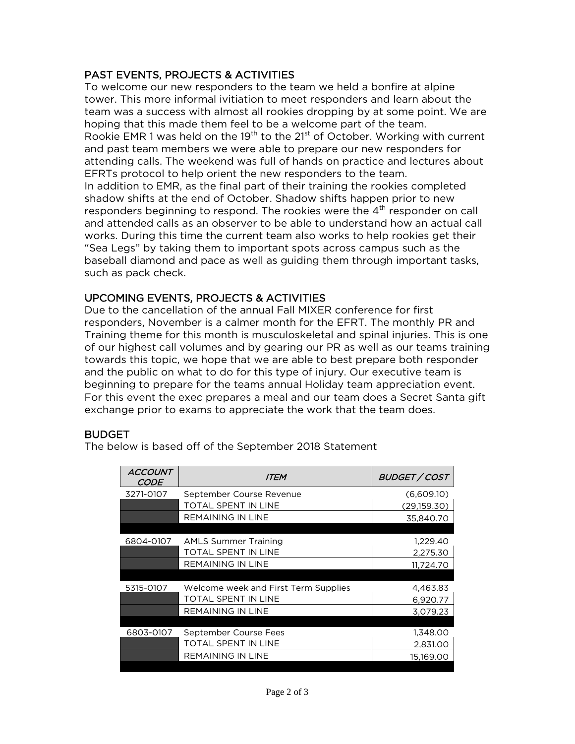## PAST EVENTS, PROJECTS & ACTIVITIES

To welcome our new responders to the team we held a bonfire at alpine tower. This more informal ivitiation to meet responders and learn about the team was a success with almost all rookies dropping by at some point. We are hoping that this made them feel to be a welcome part of the team.
Rookie EMR 1 was held on the 19th to the 21st of October. Working with current and past team members we were able to prepare our new responders for attending calls. The weekend was full of hands on practice and lectures about EFRTs protocol to help orient the new responders to the team.
In addition to EMR, as the final part of their training the rookies completed shadow shifts at the end of October. Shadow shifts happen prior to new responders beginning to respond. The rookies were the 4th responder on call and attended calls as an observer to be able to understand how an actual call works. During this time the current team also works to help rookies get their "Sea Legs" by taking them to important spots across campus such as the baseball diamond and pace as well as guiding them through important tasks, such as pack check.

## UPCOMING EVENTS, PROJECTS & ACTIVITIES

Due to the cancellation of the annual Fall MIXER conference for first responders, November is a calmer month for the EFRT. The monthly PR and Training theme for this month is musculoskeletal and spinal injuries. This is one of our highest call volumes and by gearing our PR as well as our teams training towards this topic, we hope that we are able to best prepare both responder and the public on what to do for this type of injury. Our executive team is beginning to prepare for the teams annual Holiday team appreciation event. For this event the exec prepares a meal and our team does a Secret Santa gift exchange prior to exams to appreciate the work that the team does.

## BUDGET

The below is based off of the September 2018 Statement

| *ACCOUNT CODE* | *ITEM* | *BUDGET / COST* |
|---|---|---|
| 3271-0107 | September Course Revenue | (6,609.10) |
| | TOTAL SPENT IN LINE | (29,159.30) |
| | REMAINING IN LINE | 35,840.70 |
| 6804-0107 | AMLS Summer Training | 1,229.40 |
| | TOTAL SPENT IN LINE | 2,275.30 |
| | REMAINING IN LINE | 11,724.70 |
| 5315-0107 | Welcome week and First Term Supplies | 4,463.83 |
| | TOTAL SPENT IN LINE | 6,920.77 |
| | REMAINING IN LINE | 3,079.23 |
| 6803-0107 | September Course Fees | 1,348.00 |
| | TOTAL SPENT IN LINE | 2,831.00 |
| | REMAINING IN LINE | 15,169.00 |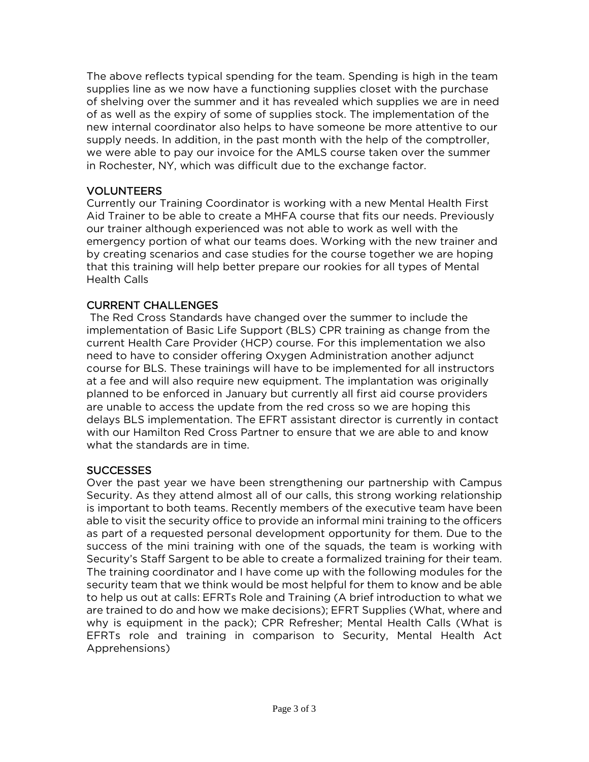The above reflects typical spending for the team. Spending is high in the team supplies line as we now have a functioning supplies closet with the purchase of shelving over the summer and it has revealed which supplies we are in need of as well as the expiry of some of supplies stock. The implementation of the new internal coordinator also helps to have someone be more attentive to our supply needs. In addition, in the past month with the help of the comptroller, we were able to pay our invoice for the AMLS course taken over the summer in Rochester, NY, which was difficult due to the exchange factor.

## VOLUNTEERS

Currently our Training Coordinator is working with a new Mental Health First Aid Trainer to be able to create a MHFA course that fits our needs. Previously our trainer although experienced was not able to work as well with the emergency portion of what our teams does. Working with the new trainer and by creating scenarios and case studies for the course together we are hoping that this training will help better prepare our rookies for all types of Mental Health Calls

## CURRENT CHALLENGES

The Red Cross Standards have changed over the summer to include the implementation of Basic Life Support (BLS) CPR training as change from the current Health Care Provider (HCP) course. For this implementation we also need to have to consider offering Oxygen Administration another adjunct course for BLS. These trainings will have to be implemented for all instructors at a fee and will also require new equipment. The implantation was originally planned to be enforced in January but currently all first aid course providers are unable to access the update from the red cross so we are hoping this delays BLS implementation. The EFRT assistant director is currently in contact with our Hamilton Red Cross Partner to ensure that we are able to and know what the standards are in time.

## SUCCESSES

Over the past year we have been strengthening our partnership with Campus Security. As they attend almost all of our calls, this strong working relationship is important to both teams. Recently members of the executive team have been able to visit the security office to provide an informal mini training to the officers as part of a requested personal development opportunity for them. Due to the success of the mini training with one of the squads, the team is working with Security's Staff Sargent to be able to create a formalized training for their team. The training coordinator and I have come up with the following modules for the security team that we think would be most helpful for them to know and be able to help us out at calls: EFRTs Role and Training (A brief introduction to what we are trained to do and how we make decisions); EFRT Supplies (What, where and why is equipment in the pack); CPR Refresher; Mental Health Calls (What is EFRTs role and training in comparison to Security, Mental Health Act Apprehensions)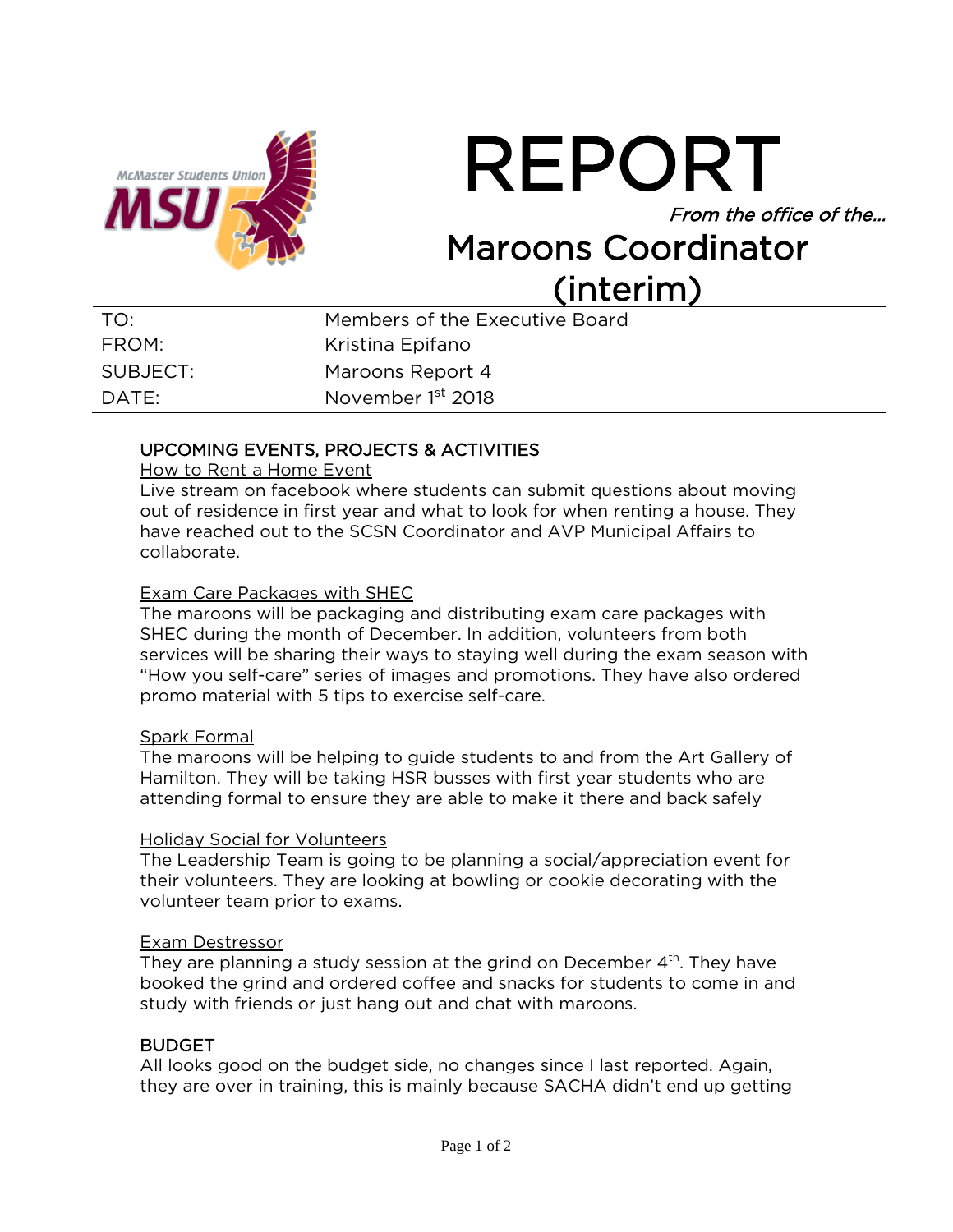# REPORT

*From the office of the…*

## Maroons Coordinator (interim)

| | |
|---|---|
| TO: | Members of the Executive Board |
| FROM: | Kristina Epifano |
| SUBJECT: | Maroons Report 4 |
| DATE: | November 1st 2018 |

### UPCOMING EVENTS, PROJECTS & ACTIVITIES

How to Rent a Home Event

Live stream on facebook where students can submit questions about moving out of residence in first year and what to look for when renting a house. They have reached out to the SCSN Coordinator and AVP Municipal Affairs to collaborate.

Exam Care Packages with SHEC

The maroons will be packaging and distributing exam care packages with SHEC during the month of December. In addition, volunteers from both services will be sharing their ways to staying well during the exam season with "How you self-care" series of images and promotions. They have also ordered promo material with 5 tips to exercise self-care.

Spark Formal

The maroons will be helping to guide students to and from the Art Gallery of Hamilton. They will be taking HSR busses with first year students who are attending formal to ensure they are able to make it there and back safely

Holiday Social for Volunteers

The Leadership Team is going to be planning a social/appreciation event for their volunteers. They are looking at bowling or cookie decorating with the volunteer team prior to exams.

Exam Destressor

They are planning a study session at the grind on December 4th. They have booked the grind and ordered coffee and snacks for students to come in and study with friends or just hang out and chat with maroons.

### BUDGET

All looks good on the budget side, no changes since I last reported. Again, they are over in training, this is mainly because SACHA didn't end up getting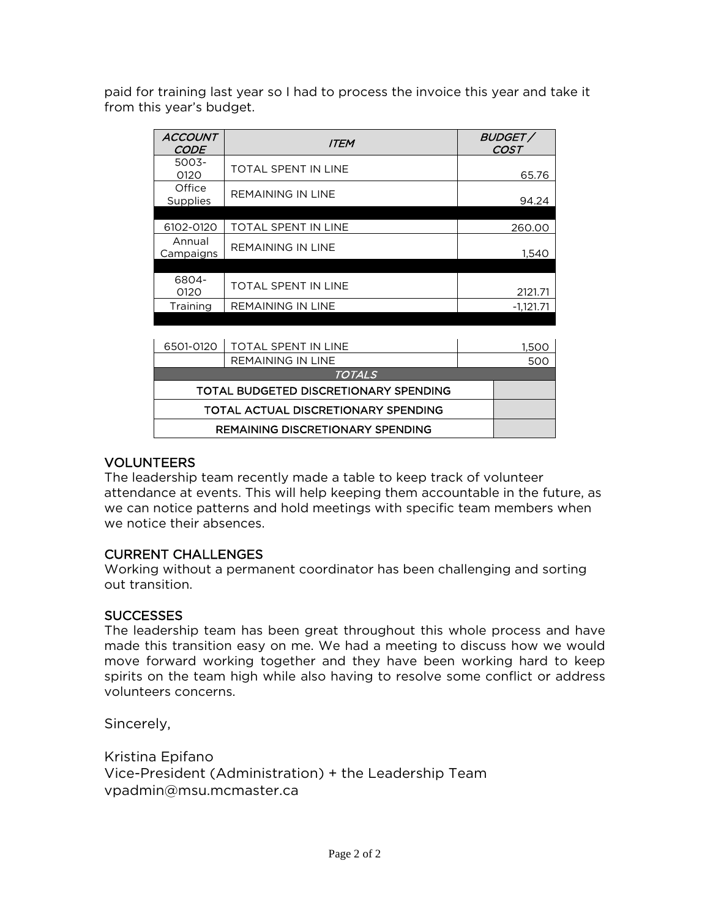paid for training last year so I had to process the invoice this year and take it from this year's budget.

| *ACCOUNT CODE* | *ITEM* | *BUDGET / COST* |
|---|---|---|
| 5003-0120 | TOTAL SPENT IN LINE | 65.76 |
| Office Supplies | REMAINING IN LINE | 94.24 |
| | | |
| 6102-0120 | TOTAL SPENT IN LINE | 260.00 |
| Annual Campaigns | REMAINING IN LINE | 1,540 |
| | | |
| 6804-0120 | TOTAL SPENT IN LINE | 2121.71 |
| Training | REMAINING IN LINE | -1,121.71 |
| | | |
| 6501-0120 | TOTAL SPENT IN LINE | 1,500 |
| | REMAINING IN LINE | 500 |
| *TOTALS* | | |
| TOTAL BUDGETED DISCRETIONARY SPENDING | | |
| TOTAL ACTUAL DISCRETIONARY SPENDING | | |
| REMAINING DISCRETIONARY SPENDING | | |

## VOLUNTEERS

The leadership team recently made a table to keep track of volunteer attendance at events. This will help keeping them accountable in the future, as we can notice patterns and hold meetings with specific team members when we notice their absences.

## CURRENT CHALLENGES

Working without a permanent coordinator has been challenging and sorting out transition.

## SUCCESSES

The leadership team has been great throughout this whole process and have made this transition easy on me. We had a meeting to discuss how we would move forward working together and they have been working hard to keep spirits on the team high while also having to resolve some conflict or address volunteers concerns.

Sincerely,

Kristina Epifano
Vice-President (Administration) + the Leadership Team
vpadmin@msu.mcmaster.ca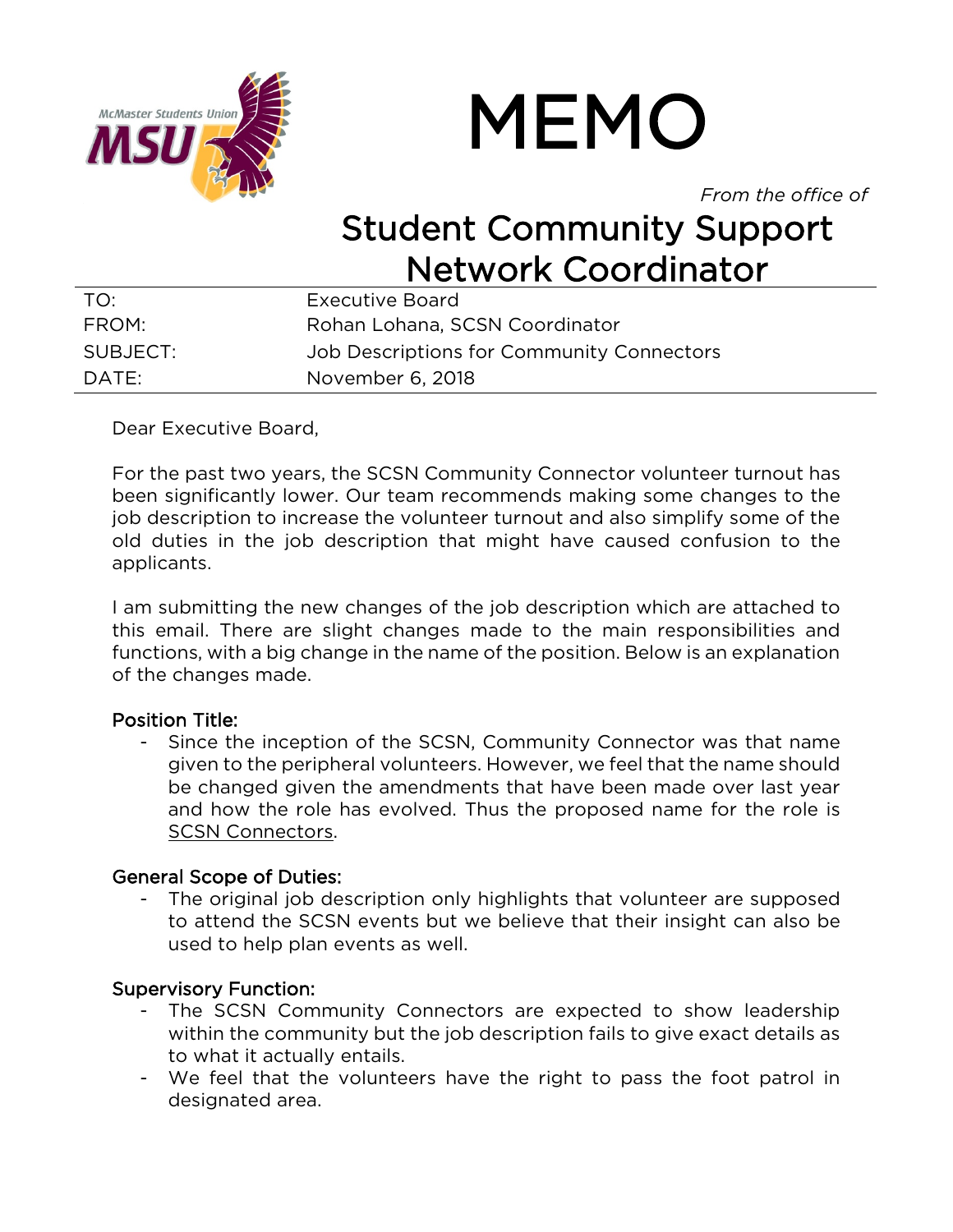# MEMO

*From the office of*

## Student Community Support Network Coordinator

| | |
|---|---|
| TO: | Executive Board |
| FROM: | Rohan Lohana, SCSN Coordinator |
| SUBJECT: | Job Descriptions for Community Connectors |
| DATE: | November 6, 2018 |

Dear Executive Board,

For the past two years, the SCSN Community Connector volunteer turnout has been significantly lower. Our team recommends making some changes to the job description to increase the volunteer turnout and also simplify some of the old duties in the job description that might have caused confusion to the applicants.

I am submitting the new changes of the job description which are attached to this email. There are slight changes made to the main responsibilities and functions, with a big change in the name of the position. Below is an explanation of the changes made.

### Position Title:

- Since the inception of the SCSN, Community Connector was that name given to the peripheral volunteers. However, we feel that the name should be changed given the amendments that have been made over last year and how the role has evolved. Thus the proposed name for the role is <u>SCSN Connectors</u>.

### General Scope of Duties:

- The original job description only highlights that volunteer are supposed to attend the SCSN events but we believe that their insight can also be used to help plan events as well.

### Supervisory Function:

- The SCSN Community Connectors are expected to show leadership within the community but the job description fails to give exact details as to what it actually entails.
- We feel that the volunteers have the right to pass the foot patrol in designated area.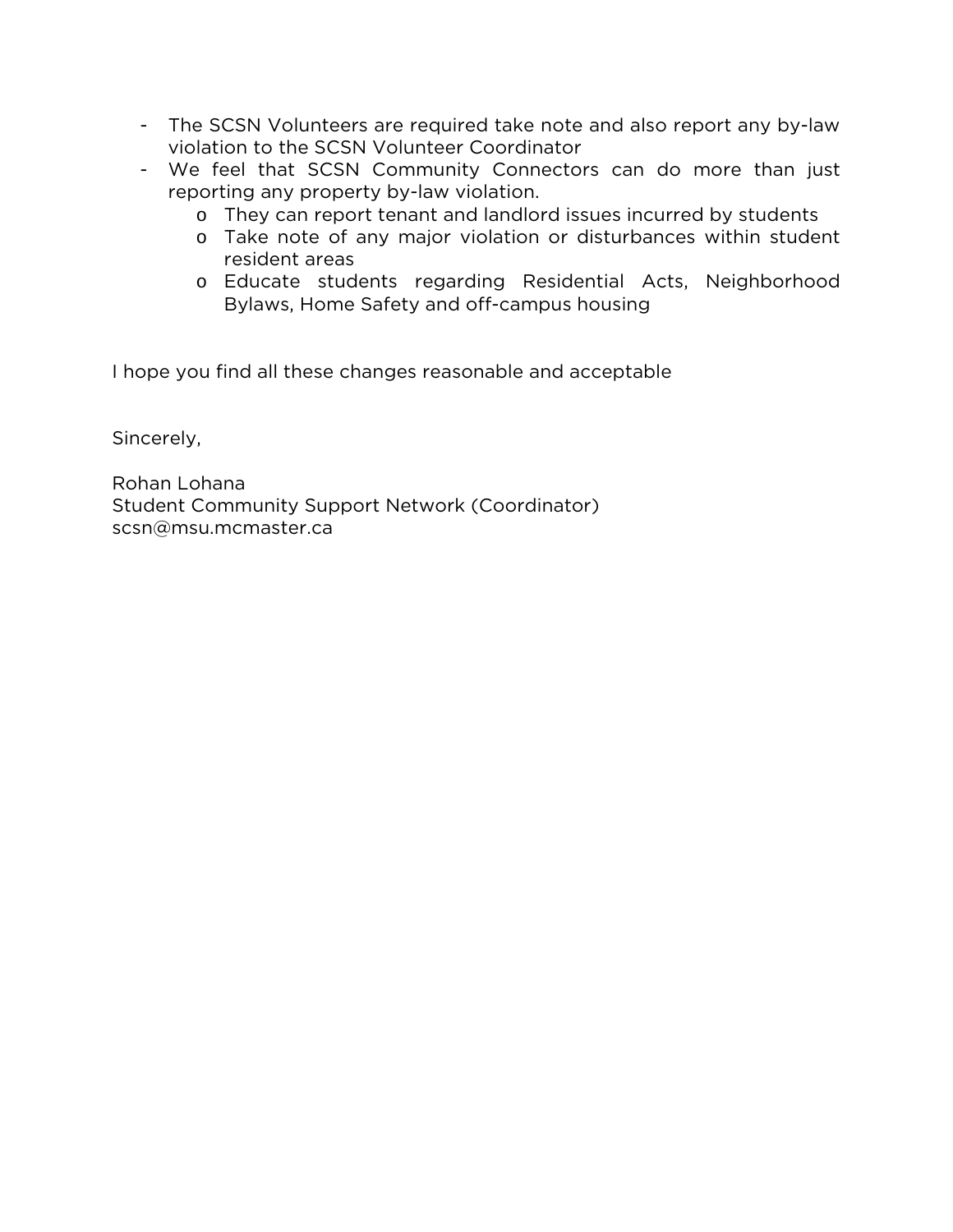- The SCSN Volunteers are required take note and also report any by-law violation to the SCSN Volunteer Coordinator
- We feel that SCSN Community Connectors can do more than just reporting any property by-law violation.
  - They can report tenant and landlord issues incurred by students
  - Take note of any major violation or disturbances within student resident areas
  - Educate students regarding Residential Acts, Neighborhood Bylaws, Home Safety and off-campus housing

I hope you find all these changes reasonable and acceptable

Sincerely,

Rohan Lohana
Student Community Support Network (Coordinator)
scsn@msu.mcmaster.ca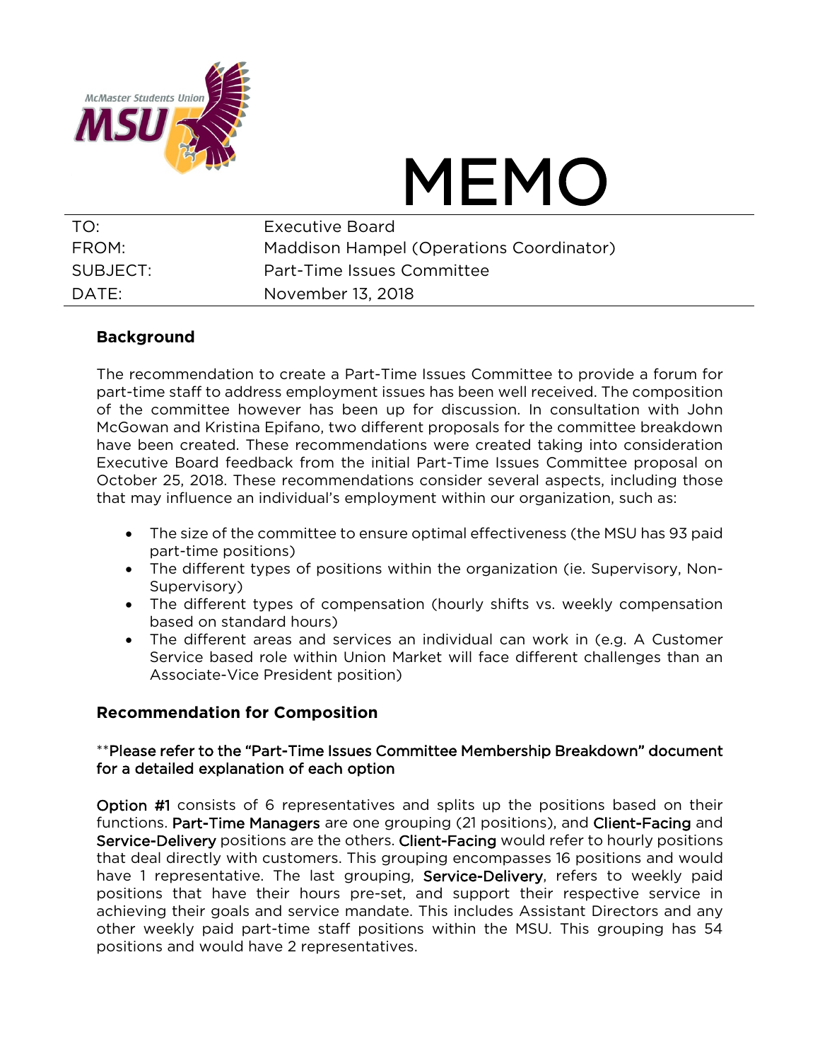# MEMO

| | |
|---|---|
| TO: | Executive Board |
| FROM: | Maddison Hampel (Operations Coordinator) |
| SUBJECT: | Part-Time Issues Committee |
| DATE: | November 13, 2018 |

## Background

The recommendation to create a Part-Time Issues Committee to provide a forum for part-time staff to address employment issues has been well received. The composition of the committee however has been up for discussion. In consultation with John McGowan and Kristina Epifano, two different proposals for the committee breakdown have been created. These recommendations were created taking into consideration Executive Board feedback from the initial Part-Time Issues Committee proposal on October 25, 2018. These recommendations consider several aspects, including those that may influence an individual's employment within our organization, such as:

- The size of the committee to ensure optimal effectiveness (the MSU has 93 paid part-time positions)
- The different types of positions within the organization (ie. Supervisory, Non-Supervisory)
- The different types of compensation (hourly shifts vs. weekly compensation based on standard hours)
- The different areas and services an individual can work in (e.g. A Customer Service based role within Union Market will face different challenges than an Associate-Vice President position)

## Recommendation for Composition

**Please refer to the "Part-Time Issues Committee Membership Breakdown" document for a detailed explanation of each option

Option #1 consists of 6 representatives and splits up the positions based on their functions. Part-Time Managers are one grouping (21 positions), and Client-Facing and Service-Delivery positions are the others. Client-Facing would refer to hourly positions that deal directly with customers. This grouping encompasses 16 positions and would have 1 representative. The last grouping, Service-Delivery, refers to weekly paid positions that have their hours pre-set, and support their respective service in achieving their goals and service mandate. This includes Assistant Directors and any other weekly paid part-time staff positions within the MSU. This grouping has 54 positions and would have 2 representatives.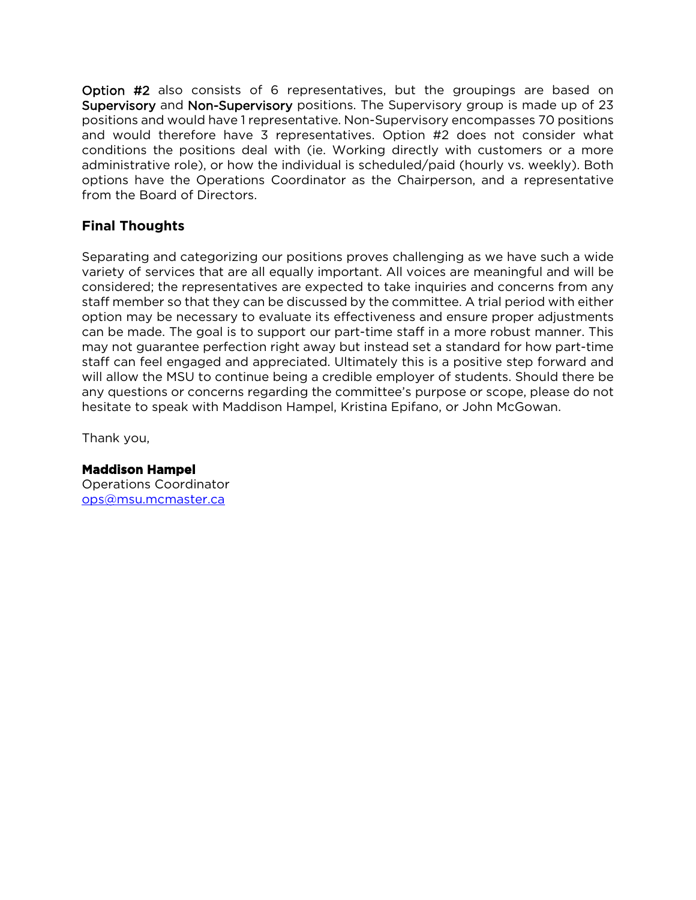**Option #2** also consists of 6 representatives, but the groupings are based on **Supervisory** and **Non-Supervisory** positions. The Supervisory group is made up of 23 positions and would have 1 representative. Non-Supervisory encompasses 70 positions and would therefore have 3 representatives. Option #2 does not consider what conditions the positions deal with (ie. Working directly with customers or a more administrative role), or how the individual is scheduled/paid (hourly vs. weekly). Both options have the Operations Coordinator as the Chairperson, and a representative from the Board of Directors.

### Final Thoughts

Separating and categorizing our positions proves challenging as we have such a wide variety of services that are all equally important. All voices are meaningful and will be considered; the representatives are expected to take inquiries and concerns from any staff member so that they can be discussed by the committee. A trial period with either option may be necessary to evaluate its effectiveness and ensure proper adjustments can be made. The goal is to support our part-time staff in a more robust manner. This may not guarantee perfection right away but instead set a standard for how part-time staff can feel engaged and appreciated. Ultimately this is a positive step forward and will allow the MSU to continue being a credible employer of students. Should there be any questions or concerns regarding the committee's purpose or scope, please do not hesitate to speak with Maddison Hampel, Kristina Epifano, or John McGowan.

Thank you,

**Maddison Hampel**
Operations Coordinator
ops@msu.mcmaster.ca